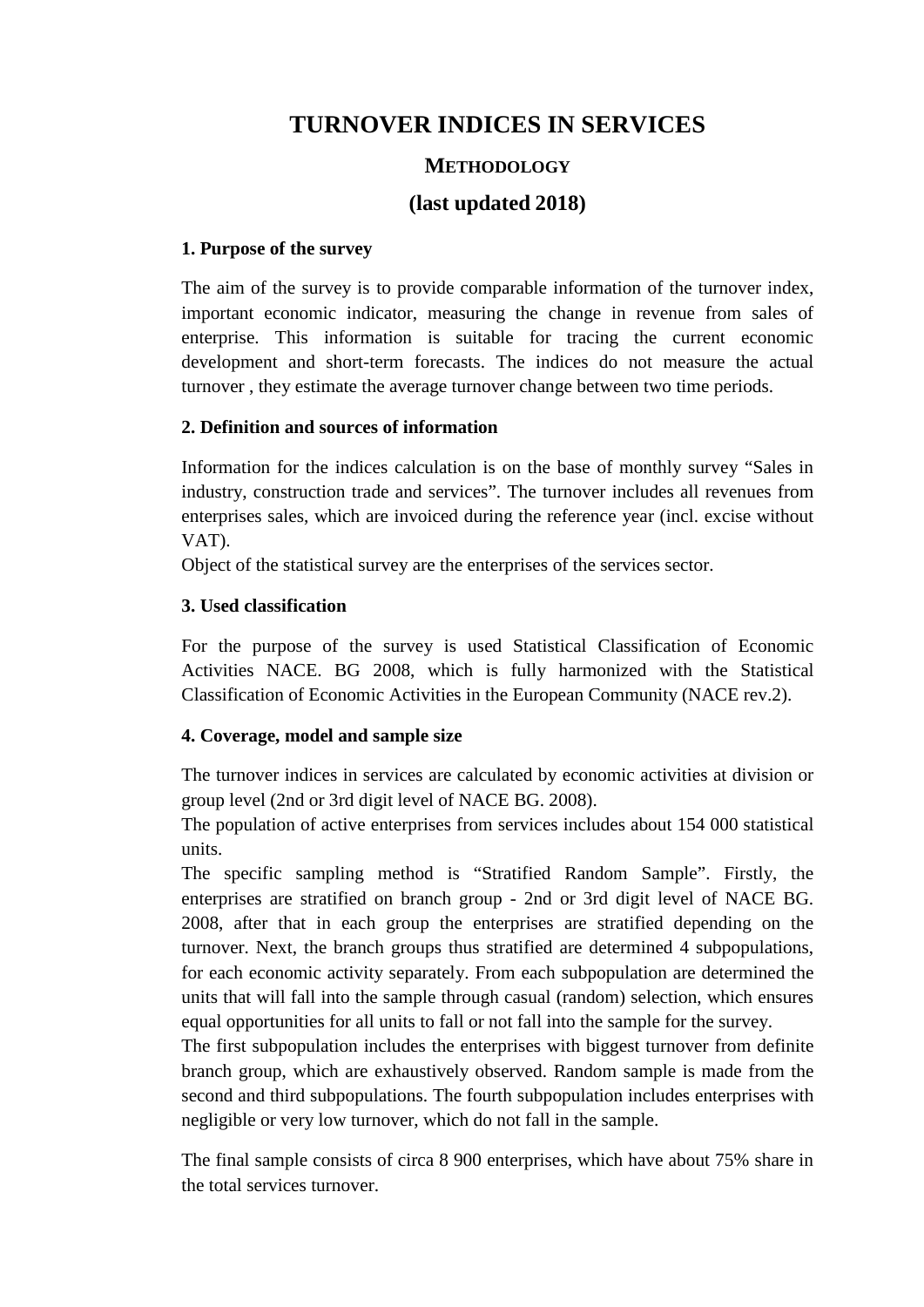# TURNOVER INDICES IN SERVICES

## METHODOLOGY

## (last updated 2018)

### 1. Purpose of the survey

The aim of the survey is to provide comparable information of the turnover index, important economic indicator, measuring the change in revenue from sales of enterprise. This information is suitable for tracing the current economic development and short-term forecasts. The indices do not measure the actual turnover , they estimate the average turnover change between two time periods.

### 2. Definition and sources of information

Information for the indices calculation is on the base of monthly survey "Sales in industry, construction trade and services". The turnover includes all revenues from enterprises sales, which are invoiced during the reference year (incl. excise without VAT).

Object of the statistical survey are the enterprises of the services sector.

### 3. Used classification

For the purpose of the survey is used Statistical Classification of Economic Activities NACE. BG 2008, which is fully harmonized with the Statistical Classification of Economic Activities in the European Community (NACE rev.2).

### 4. Coverage, model and sample size

The turnover indices in services are calculated by economic activities at division or group level (2nd or 3rd digit level of NACE BG. 2008).

The population of active enterprises from services includes about 154 000 statistical units.

The specific sampling method is "Stratified Random Sample". Firstly, the enterprises are stratified on branch group - 2nd or 3rd digit level of NACE BG. 2008, after that in each group the enterprises are stratified depending on the turnover. Next, the branch groups thus stratified are determined 4 subpopulations, for each economic activity separately. From each subpopulation are determined the units that will fall into the sample through casual (random) selection, which ensures equal opportunities for all units to fall or not fall into the sample for the survey.

The first subpopulation includes the enterprises with biggest turnover from definite branch group, which are exhaustively observed. Random sample is made from the second and third subpopulations. The fourth subpopulation includes enterprises with negligible or very low turnover, which do not fall in the sample.

The final sample consists of circa 8 900 enterprises, which have about 75% share in the total services turnover.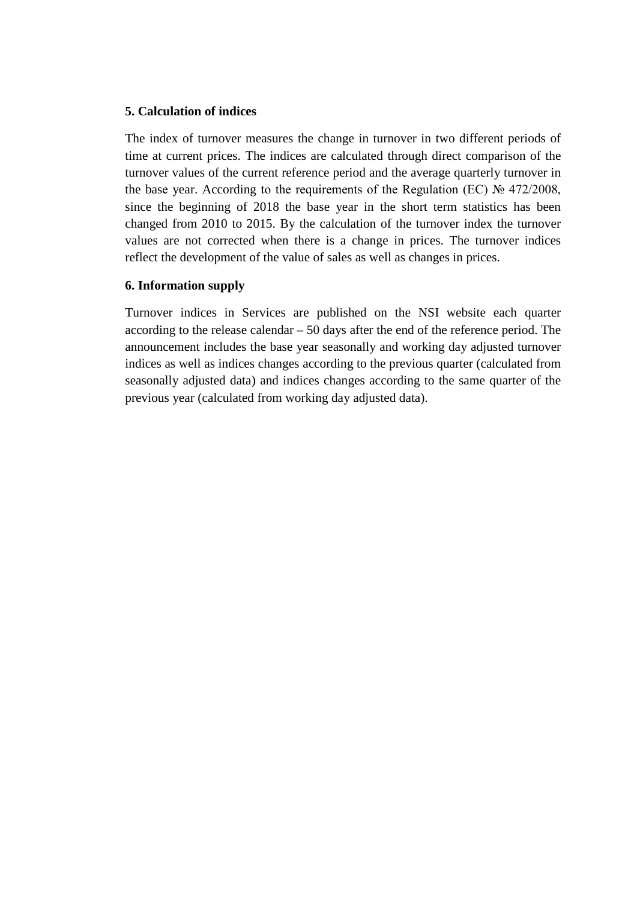## 5. Calculation of indices

The index of turnover measures the change in turnover in two different periods of time at current prices. The indices are calculated through direct comparison of the turnover values of the current reference period and the average quarterly turnover in the base year. According to the requirements of the Regulation (EC) № 472/2008, since the beginning of 2018 the base year in the short term statistics has been changed from 2010 to 2015. By the calculation of the turnover index the turnover values are not corrected when there is a change in prices. The turnover indices reflect the development of the value of sales as well as changes in prices.

## 6. Information supply

Turnover indices in Services are published on the NSI website each quarter according to the release calendar – 50 days after the end of the reference period. The announcement includes the base year seasonally and working day adjusted turnover indices as well as indices changes according to the previous quarter (calculated from seasonally adjusted data) and indices changes according to the same quarter of the previous year (calculated from working day adjusted data).